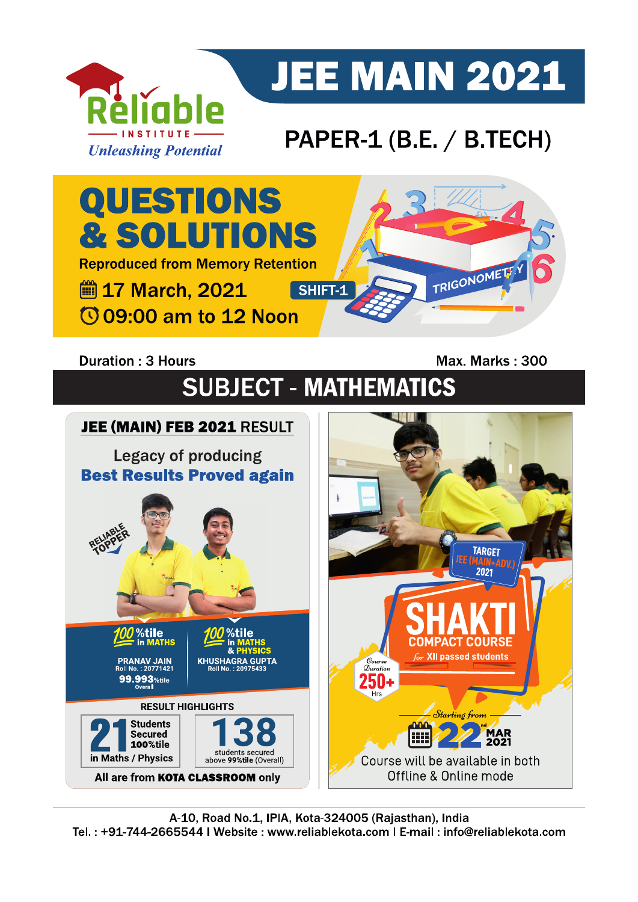# Reliable INSTITUTE
*Unleashing Potential*

# JEE MAIN 2021

## PAPER-1 (B.E. / B.TECH)

# QUESTIONS & SOLUTIONS

Reproduced from Memory Retention

17 March, 2021 **SHIFT-1**

09:00 am to 12 Noon

**Duration : 3 Hours** **Max. Marks : 300**

## SUBJECT - MATHEMATICS

### JEE (MAIN) FEB 2021 RESULT

Legacy of producing
**Best Results Proved again**

RELIABLE TOPPER

**100%tile in MATHS**
PRANAV JAIN
Roll No. : 20771421
**99.993%tile** Overall

**100%tile in MATHS & PHYSICS**
KHUSHAGRA GUPTA
Roll No. : 20975433

**RESULT HIGHLIGHTS**

**21** Students Secured 100%tile in Maths / Physics

**138** students secured above 99%tile (Overall)

All are from **KOTA CLASSROOM** only

TARGET JEE (MAIN+ADV.) 2021

**SHAKTI**
**COMPACT COURSE**
*for* XII passed students

Course Duration **250+** Hrs

*Starting from* **22nd MAR 2021**

Course will be available in both Offline & Online mode

A-10, Road No.1, IPIA, Kota-324005 (Rajasthan), India
Tel. : +91-744-2665544 I Website : www.reliablekota.com I E-mail : info@reliablekota.com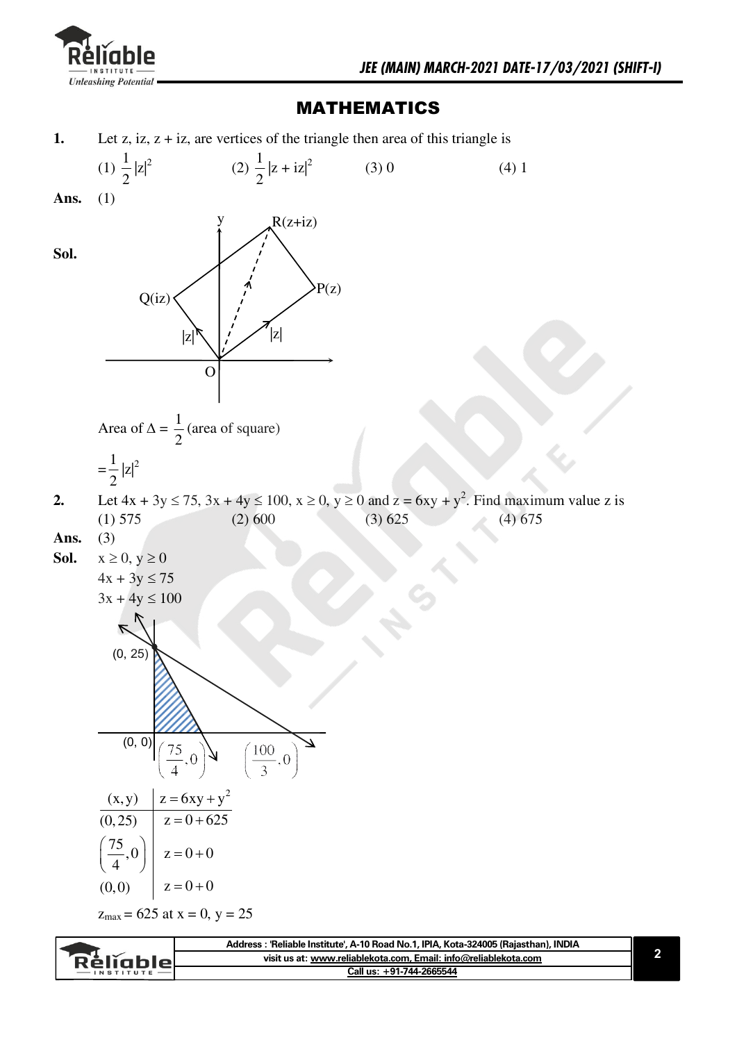# MATHEMATICS

**1.** Let z, iz, z + iz, are vertices of the triangle then area of this triangle is

(1) $\frac{1}{2}|z|^2$ (2) $\frac{1}{2}|z + iz|^2$ (3) 0 (4) 1

**Ans.** (1)

**Sol.**

Area of $\Delta = \frac{1}{2}$ (area of square)

$= \frac{1}{2}|z|^2$

**2.** Let $4x + 3y \leq 75$, $3x + 4y \leq 100$, $x \geq 0$, $y \geq 0$ and $z = 6xy + y^2$. Find maximum value z is

(1) 575 (2) 600 (3) 625 (4) 675

**Ans.** (3)

**Sol.** $x \geq 0$, $y \geq 0$

$4x + 3y \leq 75$

$3x + 4y \leq 100$

| $(x, y)$ | $z = 6xy + y^2$ |
|---|---|
| $(0, 25)$ | $z = 0 + 625$ |
| $\left(\frac{75}{4}, 0\right)$ | $z = 0 + 0$ |
| $(0, 0)$ | $z = 0 + 0$ |

$z_{max} = 625$ at $x = 0$, $y = 25$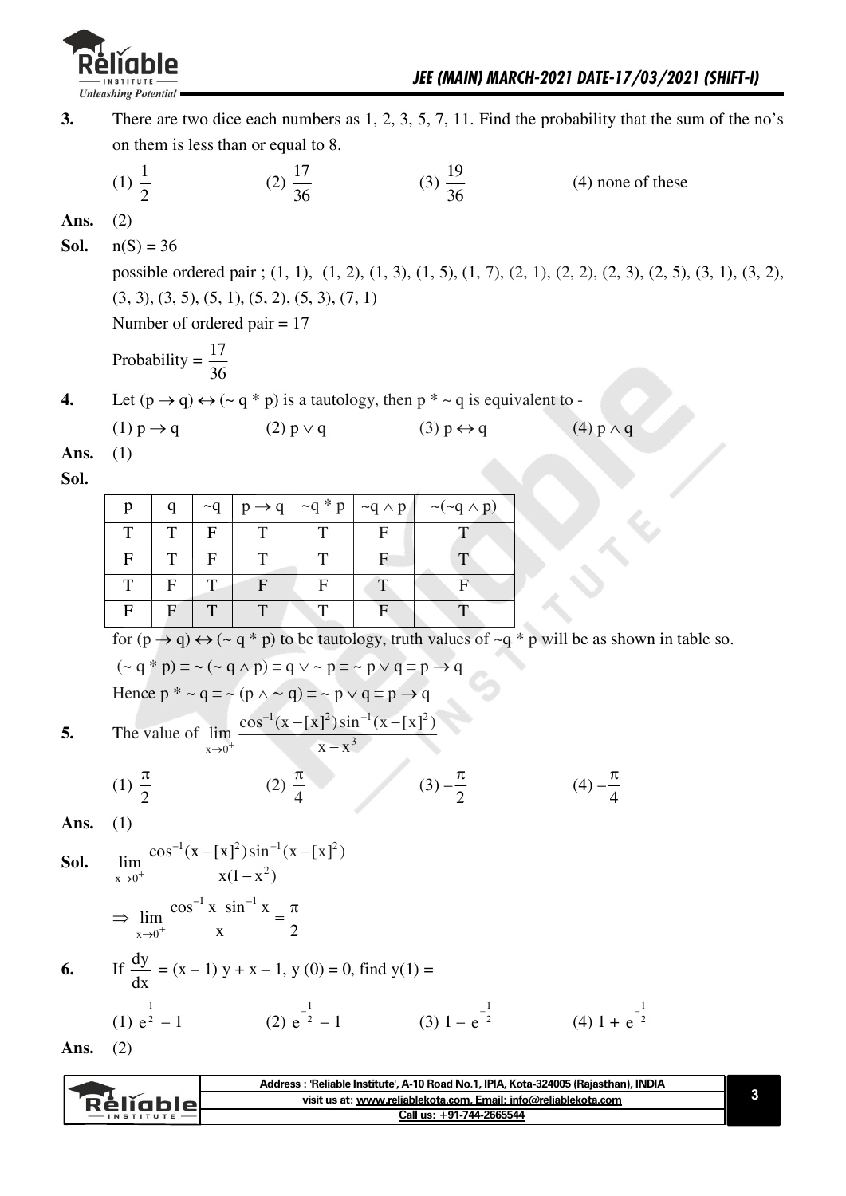**3.** There are two dice each numbers as 1, 2, 3, 5, 7, 11. Find the probability that the sum of the no's on them is less than or equal to 8.

(1) $\frac{1}{2}$ (2) $\frac{17}{36}$ (3) $\frac{19}{36}$ (4) none of these

**Ans.** (2)

**Sol.** n(S) = 36

possible ordered pair ; (1, 1), (1, 2), (1, 3), (1, 5), (1, 7), (2, 1), (2, 2), (2, 3), (2, 5), (3, 1), (3, 2), (3, 3), (3, 5), (5, 1), (5, 2), (5, 3), (7, 1)

Number of ordered pair = 17

Probability = $\frac{17}{36}$

**4.** Let $(p \to q) \leftrightarrow (\sim q * p)$ is a tautology, then $p * \sim q$ is equivalent to -

(1) $p \to q$ (2) $p \vee q$ (3) $p \leftrightarrow q$ (4) $p \wedge q$

**Ans.** (1)

**Sol.**

| p | q | ~q | $p \to q$ | ~q * p | $\sim q \wedge p$ | $\sim(\sim q \wedge p)$ |
|---|---|---|---|---|---|---|
| T | T | F | T | T | F | T |
| F | T | F | T | T | F | T |
| T | F | T | F | F | T | F |
| F | F | T | T | T | F | T |

for $(p \to q) \leftrightarrow (\sim q * p)$ to be tautology, truth values of ~q * p will be as shown in table so.

$(\sim q * p) \equiv \sim(\sim q \wedge p) \equiv q \vee \sim p \equiv \sim p \vee q \equiv p \to q$

Hence $p * \sim q \equiv \sim(p \wedge \sim q) \equiv \sim p \vee q \equiv p \to q$

**5.** The value of $\lim\limits_{x \to 0^+} \frac{\cos^{-1}(x - [x]^2)\sin^{-1}(x - [x]^2)}{x - x^3}$

(1) $\frac{\pi}{2}$ (2) $\frac{\pi}{4}$ (3) $-\frac{\pi}{2}$ (4) $-\frac{\pi}{4}$

**Ans.** (1)

**Sol.** $\lim\limits_{x \to 0^+} \frac{\cos^{-1}(x - [x]^2)\sin^{-1}(x - [x]^2)}{x(1 - x^2)}$

$\Rightarrow \lim\limits_{x \to 0^+} \frac{\cos^{-1} x \ \sin^{-1} x}{x} = \frac{\pi}{2}$

**6.** If $\frac{dy}{dx} = (x - 1) y + x - 1$, y (0) = 0, find y(1) =

(1) $e^{\frac{1}{2}} - 1$ (2) $e^{-\frac{1}{2}} - 1$ (3) $1 - e^{-\frac{1}{2}}$ (4) $1 + e^{-\frac{1}{2}}$

**Ans.** (2)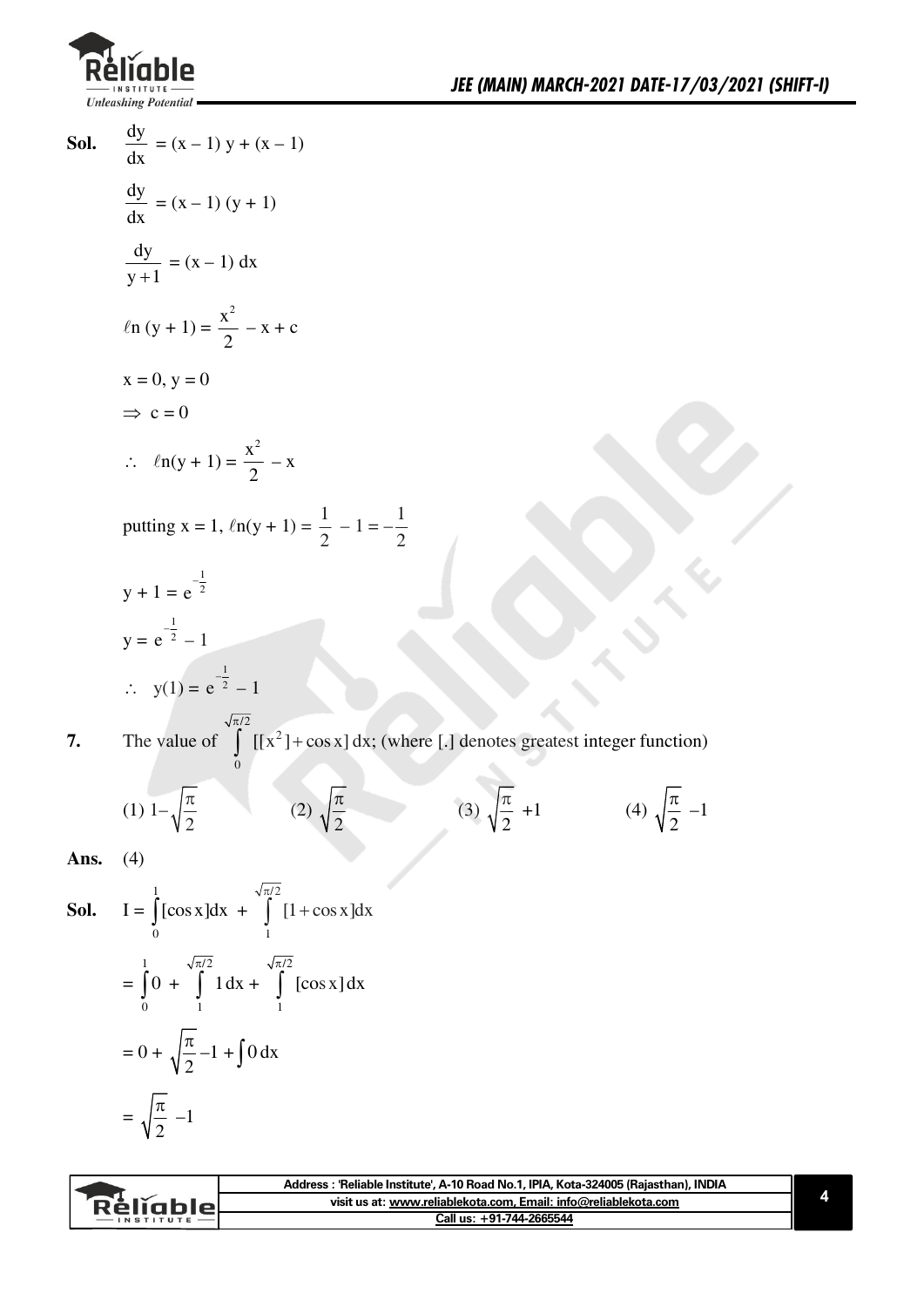**Sol.** $\frac{dy}{dx} = (x - 1) y + (x - 1)$

$\frac{dy}{dx} = (x - 1) (y + 1)$

$\frac{dy}{y+1} = (x - 1) dx$

$\ell n (y + 1) = \frac{x^2}{2} - x + c$

$x = 0, y = 0$

$\Rightarrow c = 0$

$\therefore \ \ell n(y + 1) = \frac{x^2}{2} - x$

putting $x = 1$, $\ell n(y + 1) = \frac{1}{2} - 1 = -\frac{1}{2}$

$y + 1 = e^{-\frac{1}{2}}$

$y = e^{-\frac{1}{2}} - 1$

$\therefore \ y(1) = e^{-\frac{1}{2}} - 1$

**7.** The value of $\int_0^{\sqrt{\pi/2}} [[x^2] + \cos x] \, dx$; (where [.] denotes greatest integer function)

(1) $1 - \sqrt{\frac{\pi}{2}}$ (2) $\sqrt{\frac{\pi}{2}}$ (3) $\sqrt{\frac{\pi}{2}} + 1$ (4) $\sqrt{\frac{\pi}{2}} - 1$

**Ans.** (4)

**Sol.** $I = \int_0^1 [\cos x] dx + \int_1^{\sqrt{\pi/2}} [1 + \cos x] dx$

$= \int_0^1 0 + \int_1^{\sqrt{\pi/2}} 1 \, dx + \int_1^{\sqrt{\pi/2}} [\cos x] \, dx$

$= 0 + \sqrt{\frac{\pi}{2}} - 1 + \int 0 \, dx$

$= \sqrt{\frac{\pi}{2}} - 1$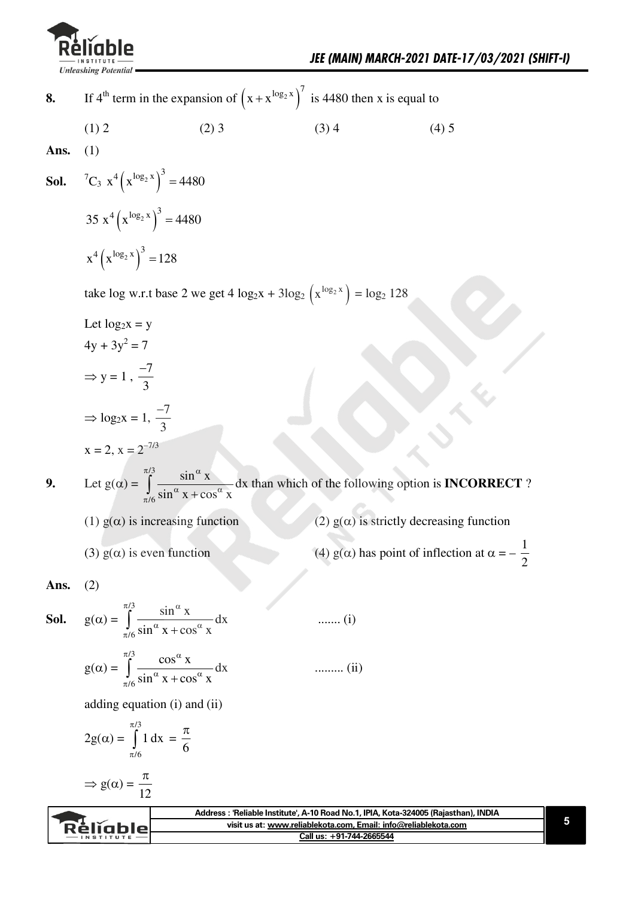**8.** If $4^{th}$ term in the expansion of $\left(x + x^{\log_2 x}\right)^7$ is 4480 then x is equal to

(1) 2 (2) 3 (3) 4 (4) 5

**Ans.** (1)

**Sol.** $^7C_3\ x^4\left(x^{\log_2 x}\right)^3 = 4480$

$35\ x^4\left(x^{\log_2 x}\right)^3 = 4480$

$x^4\left(x^{\log_2 x}\right)^3 = 128$

take log w.r.t base 2 we get $4\ \log_2 x + 3\log_2\left(x^{\log_2 x}\right) = \log_2 128$

Let $\log_2 x = y$

$4y + 3y^2 = 7$

$\Rightarrow y = 1,\ \dfrac{-7}{3}$

$\Rightarrow \log_2 x = 1,\ \dfrac{-7}{3}$

$x = 2,\ x = 2^{-7/3}$

**9.** Let $g(\alpha) = \displaystyle\int_{\pi/6}^{\pi/3} \frac{\sin^\alpha x}{\sin^\alpha x + \cos^\alpha x}dx$ than which of the following option is **INCORRECT** ?

(1) $g(\alpha)$ is increasing function

(2) $g(\alpha)$ is strictly decreasing function

(3) $g(\alpha)$ is even function

(4) $g(\alpha)$ has point of inflection at $\alpha = -\dfrac{1}{2}$

**Ans.** (2)

**Sol.** $g(\alpha) = \displaystyle\int_{\pi/6}^{\pi/3} \frac{\sin^\alpha x}{\sin^\alpha x + \cos^\alpha x}dx$ ....... (i)

$g(\alpha) = \displaystyle\int_{\pi/6}^{\pi/3} \frac{\cos^\alpha x}{\sin^\alpha x + \cos^\alpha x}dx$ ......... (ii)

adding equation (i) and (ii)

$2g(\alpha) = \displaystyle\int_{\pi/6}^{\pi/3} 1\,dx = \frac{\pi}{6}$

$\Rightarrow g(\alpha) = \dfrac{\pi}{12}$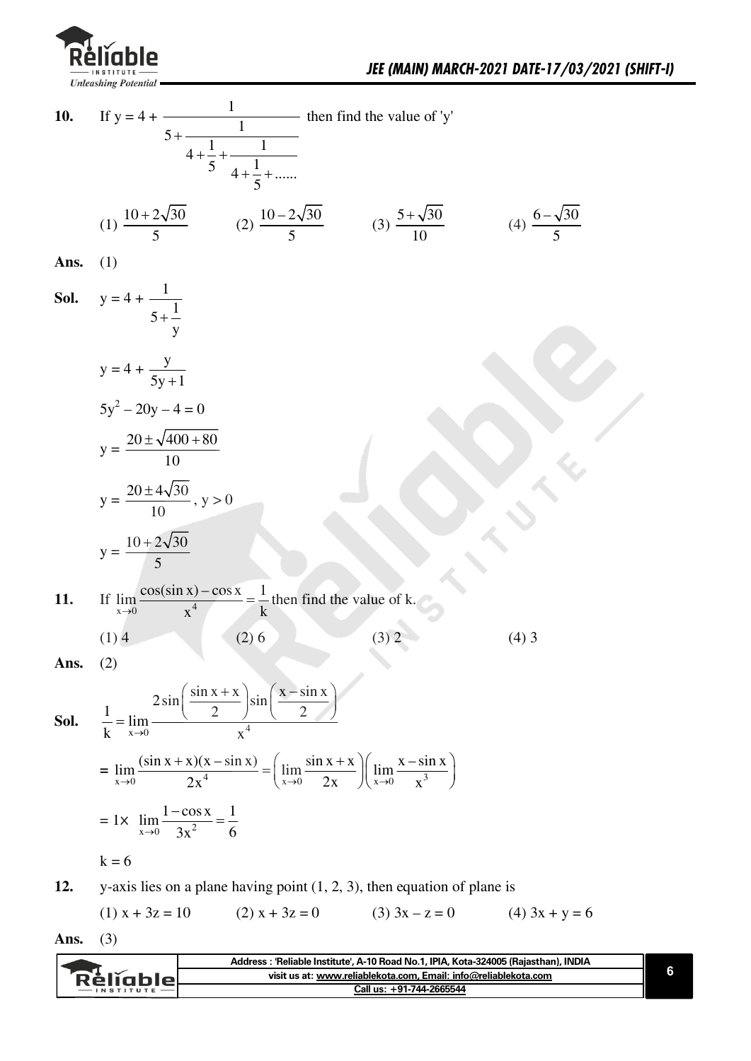**10.** If $y = 4 + \cfrac{1}{5 + \cfrac{1}{4 + \frac{1}{5} + \cfrac{1}{4 + \frac{1}{5} + ......}}}$ then find the value of 'y'

(1) $\frac{10+2\sqrt{30}}{5}$ (2) $\frac{10-2\sqrt{30}}{5}$ (3) $\frac{5+\sqrt{30}}{10}$ (4) $\frac{6-\sqrt{30}}{5}$

**Ans.** (1)

**Sol.** $y = 4 + \cfrac{1}{5 + \cfrac{1}{y}}$

$y = 4 + \frac{y}{5y+1}$

$5y^2 - 20y - 4 = 0$

$y = \frac{20 \pm \sqrt{400+80}}{10}$

$y = \frac{20 \pm 4\sqrt{30}}{10}$, $y > 0$

$y = \frac{10+2\sqrt{30}}{5}$

**11.** If $\lim\limits_{x\to 0} \frac{\cos(\sin x) - \cos x}{x^4} = \frac{1}{k}$ then find the value of k.

(1) 4 (2) 6 (3) 2 (4) 3

**Ans.** (2)

**Sol.** $\frac{1}{k} = \lim\limits_{x\to 0} \frac{2\sin\left(\frac{\sin x + x}{2}\right)\sin\left(\frac{x - \sin x}{2}\right)}{x^4}$

$= \lim\limits_{x\to 0} \frac{(\sin x + x)(x - \sin x)}{2x^4} = \left(\lim\limits_{x\to 0} \frac{\sin x + x}{2x}\right)\left(\lim\limits_{x\to 0} \frac{x - \sin x}{x^3}\right)$

$= 1 \times \lim\limits_{x\to 0} \frac{1-\cos x}{3x^2} = \frac{1}{6}$

$k = 6$

**12.** y-axis lies on a plane having point (1, 2, 3), then equation of plane is

(1) $x + 3z = 10$ (2) $x + 3z = 0$ (3) $3x - z = 0$ (4) $3x + y = 6$

**Ans.** (3)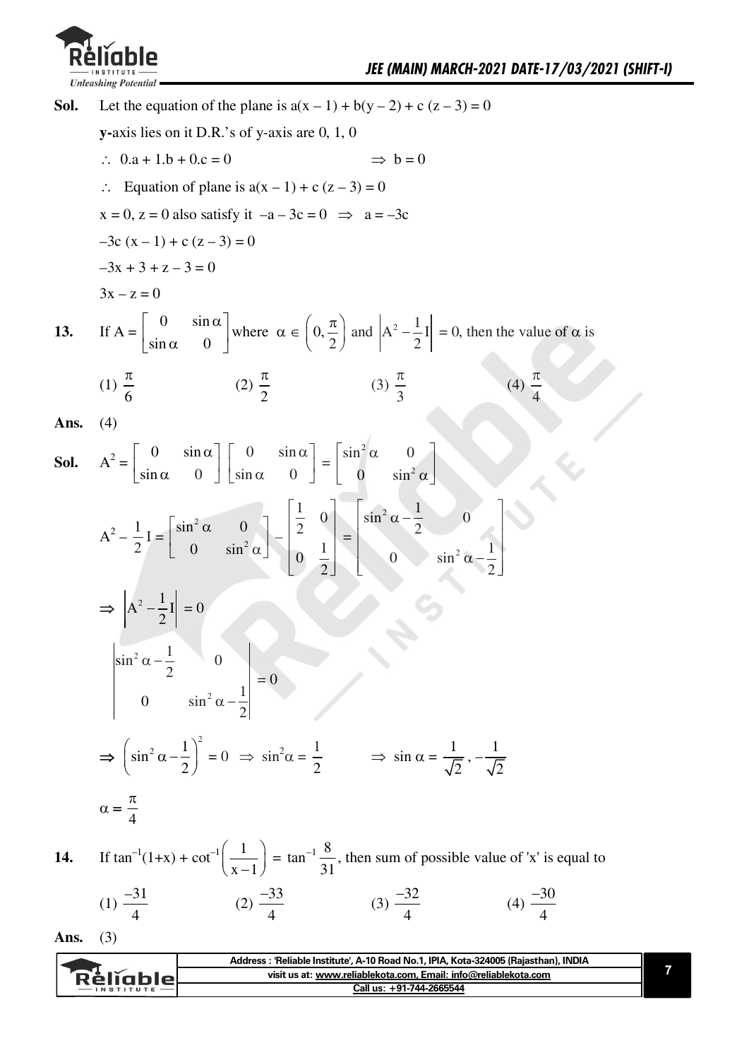**Sol.** Let the equation of the plane is $a(x-1) + b(y-2) + c(z-3) = 0$

**y-**axis lies on it D.R.'s of y-axis are 0, 1, 0

$\therefore\ 0.a + 1.b + 0.c = 0 \qquad\qquad \Rightarrow\ b = 0$

$\therefore$ Equation of plane is $a(x-1) + c(z-3) = 0$

$x = 0, z = 0$ also satisfy it $-a - 3c = 0 \ \Rightarrow\ a = -3c$

$-3c(x-1) + c(z-3) = 0$

$-3x + 3 + z - 3 = 0$

$3x - z = 0$

**13.** If $A = \begin{bmatrix} 0 & \sin\alpha \\ \sin\alpha & 0 \end{bmatrix}$ where $\alpha \in \left(0, \dfrac{\pi}{2}\right)$ and $\left|A^2 - \dfrac{1}{2}I\right| = 0$, then the value of $\alpha$ is

(1) $\dfrac{\pi}{6}$ (2) $\dfrac{\pi}{2}$ (3) $\dfrac{\pi}{3}$ (4) $\dfrac{\pi}{4}$

**Ans.** (4)

**Sol.** $A^2 = \begin{bmatrix} 0 & \sin\alpha \\ \sin\alpha & 0 \end{bmatrix}\begin{bmatrix} 0 & \sin\alpha \\ \sin\alpha & 0 \end{bmatrix} = \begin{bmatrix} \sin^2\alpha & 0 \\ 0 & \sin^2\alpha \end{bmatrix}$

$$A^2 - \frac{1}{2}I = \begin{bmatrix} \sin^2\alpha & 0 \\ 0 & \sin^2\alpha \end{bmatrix} - \begin{bmatrix} \frac{1}{2} & 0 \\ 0 & \frac{1}{2} \end{bmatrix} = \begin{bmatrix} \sin^2\alpha - \frac{1}{2} & 0 \\ 0 & \sin^2\alpha - \frac{1}{2} \end{bmatrix}$$

$\Rightarrow \left|A^2 - \dfrac{1}{2}I\right| = 0$

$$\begin{vmatrix} \sin^2\alpha - \frac{1}{2} & 0 \\ 0 & \sin^2\alpha - \frac{1}{2} \end{vmatrix} = 0$$

$\Rightarrow \left(\sin^2\alpha - \dfrac{1}{2}\right)^2 = 0 \ \Rightarrow\ \sin^2\alpha = \dfrac{1}{2} \qquad \Rightarrow\ \sin\alpha = \dfrac{1}{\sqrt{2}}, -\dfrac{1}{\sqrt{2}}$

$\alpha = \dfrac{\pi}{4}$

**14.** If $\tan^{-1}(1+x) + \cot^{-1}\left(\dfrac{1}{x-1}\right) = \tan^{-1}\dfrac{8}{31}$, then sum of possible value of 'x' is equal to

(1) $\dfrac{-31}{4}$ (2) $\dfrac{-33}{4}$ (3) $\dfrac{-32}{4}$ (4) $\dfrac{-30}{4}$

**Ans.** (3)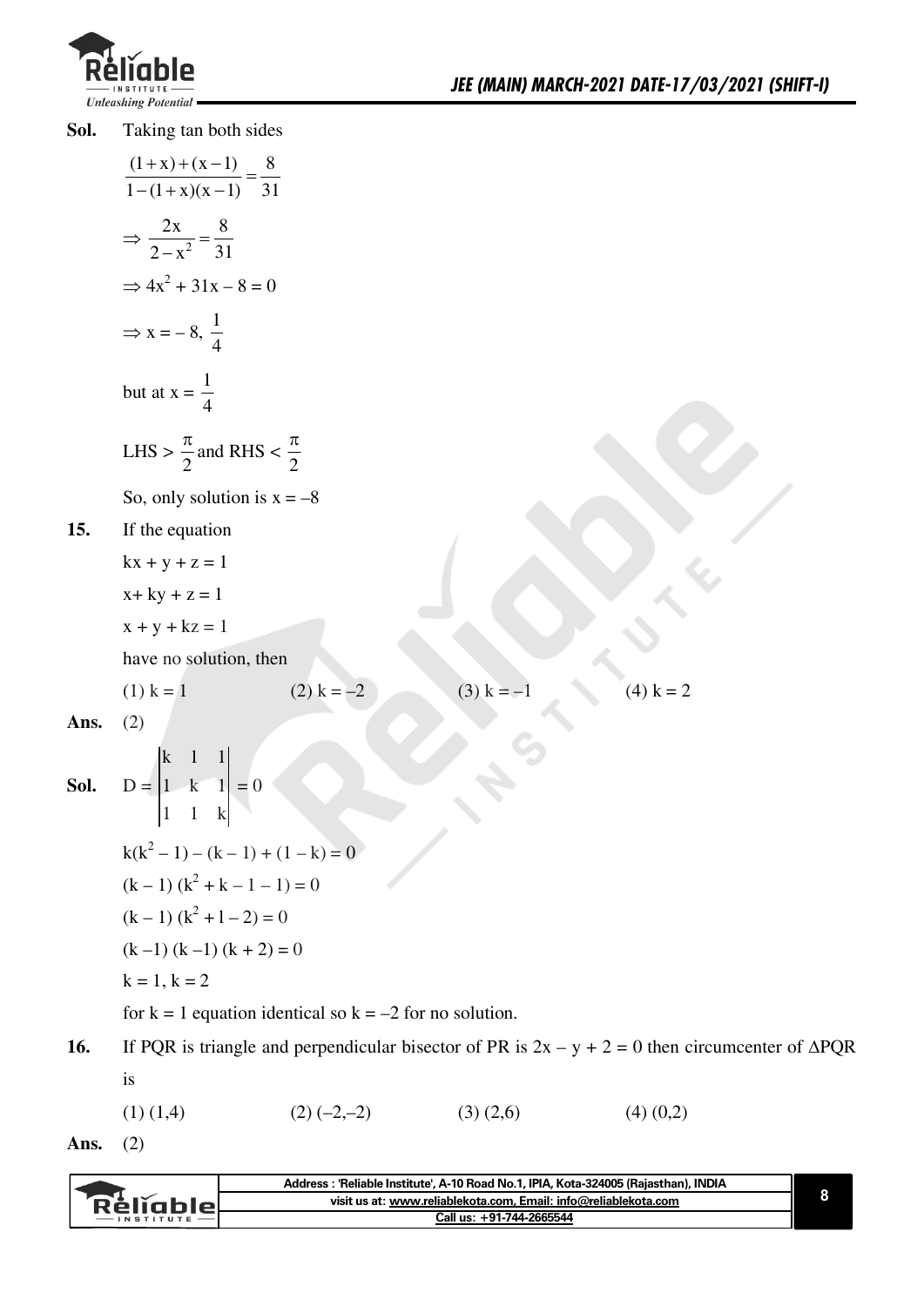**Sol.** Taking tan both sides

$$\frac{(1+x)+(x-1)}{1-(1+x)(x-1)} = \frac{8}{31}$$

$$\Rightarrow \frac{2x}{2-x^2} = \frac{8}{31}$$

$$\Rightarrow 4x^2 + 31x - 8 = 0$$

$$\Rightarrow x = -8, \frac{1}{4}$$

but at $x = \frac{1}{4}$

LHS $> \frac{\pi}{2}$ and RHS $< \frac{\pi}{2}$

So, only solution is $x = -8$

**15.** If the equation

$kx + y + z = 1$

$x + ky + z = 1$

$x + y + kz = 1$

have no solution, then

(1) $k = 1$ (2) $k = -2$ (3) $k = -1$ (4) $k = 2$

**Ans.** (2)

**Sol.** $D = \begin{vmatrix} k & 1 & 1 \\ 1 & k & 1 \\ 1 & 1 & k \end{vmatrix} = 0$

$k(k^2 - 1) - (k - 1) + (1 - k) = 0$

$(k - 1)(k^2 + k - 1 - 1) = 0$

$(k - 1)(k^2 + 1 - 2) = 0$

$(k - 1)(k - 1)(k + 2) = 0$

$k = 1, k = 2$

for $k = 1$ equation identical so $k = -2$ for no solution.

**16.** If PQR is triangle and perpendicular bisector of PR is $2x - y + 2 = 0$ then circumcenter of $\Delta PQR$ is

(1) (1,4) (2) (–2,–2) (3) (2,6) (4) (0,2)

**Ans.** (2)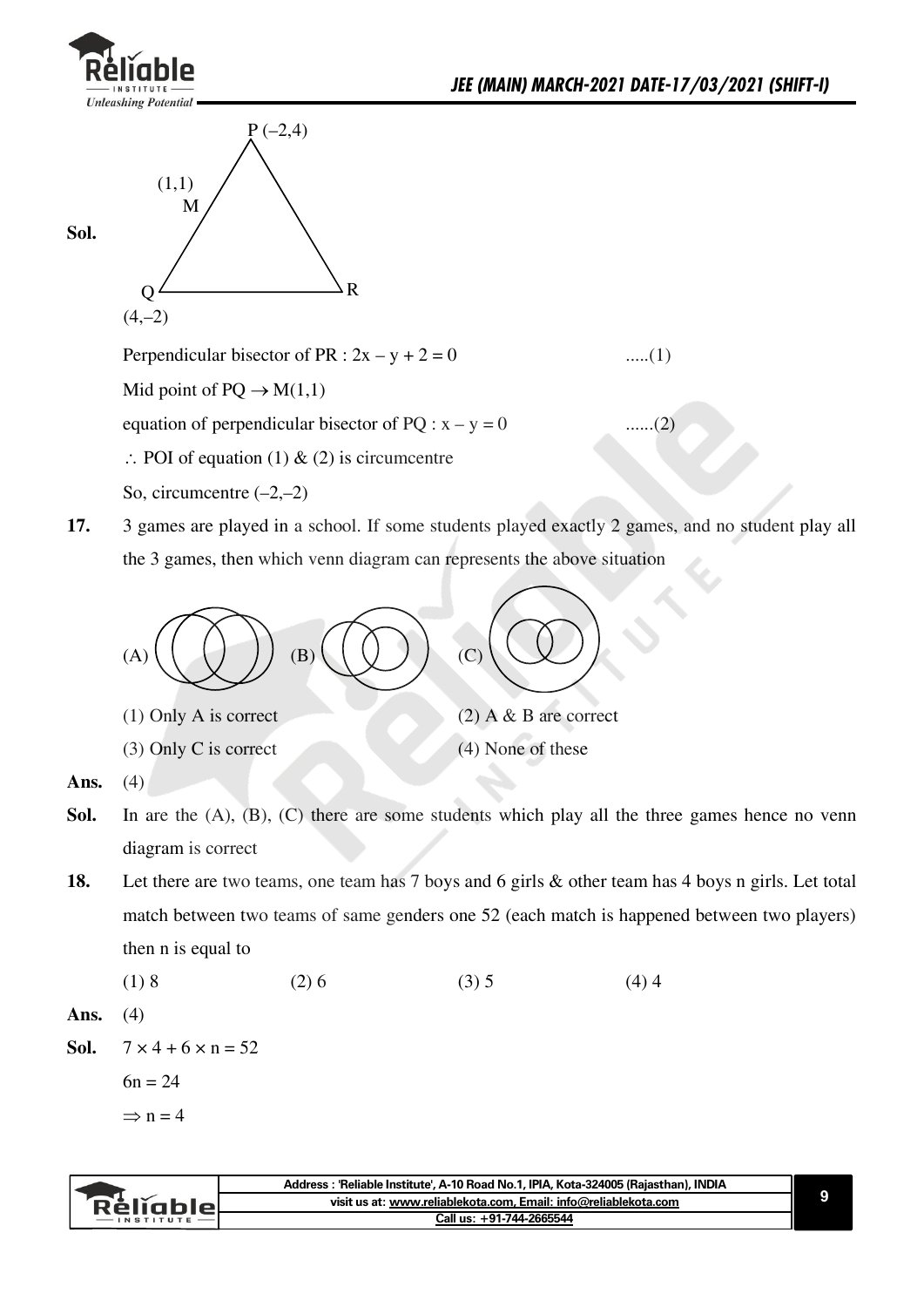**Sol.**

P (–2,4)

(1,1) M

Q (4,–2) R

Perpendicular bisector of PR : $2x - y + 2 = 0$ .....(1)

Mid point of PQ $\rightarrow$ M(1,1)

equation of perpendicular bisector of PQ : $x - y = 0$ ......(2)

$\therefore$ POI of equation (1) & (2) is circumcentre

So, circumcentre (–2,–2)

**17.** 3 games are played in a school. If some students played exactly 2 games, and no student play all the 3 games, then which venn diagram can represents the above situation

(A) (B) (C)

(1) Only A is correct (2) A & B are correct

(3) Only C is correct (4) None of these

**Ans.** (4)

**Sol.** In are the (A), (B), (C) there are some students which play all the three games hence no venn diagram is correct

**18.** Let there are two teams, one team has 7 boys and 6 girls & other team has 4 boys n girls. Let total match between two teams of same genders one 52 (each match is happened between two players) then n is equal to

(1) 8 (2) 6 (3) 5 (4) 4

**Ans.** (4)

**Sol.** $7 \times 4 + 6 \times n = 52$

$6n = 24$

$\Rightarrow n = 4$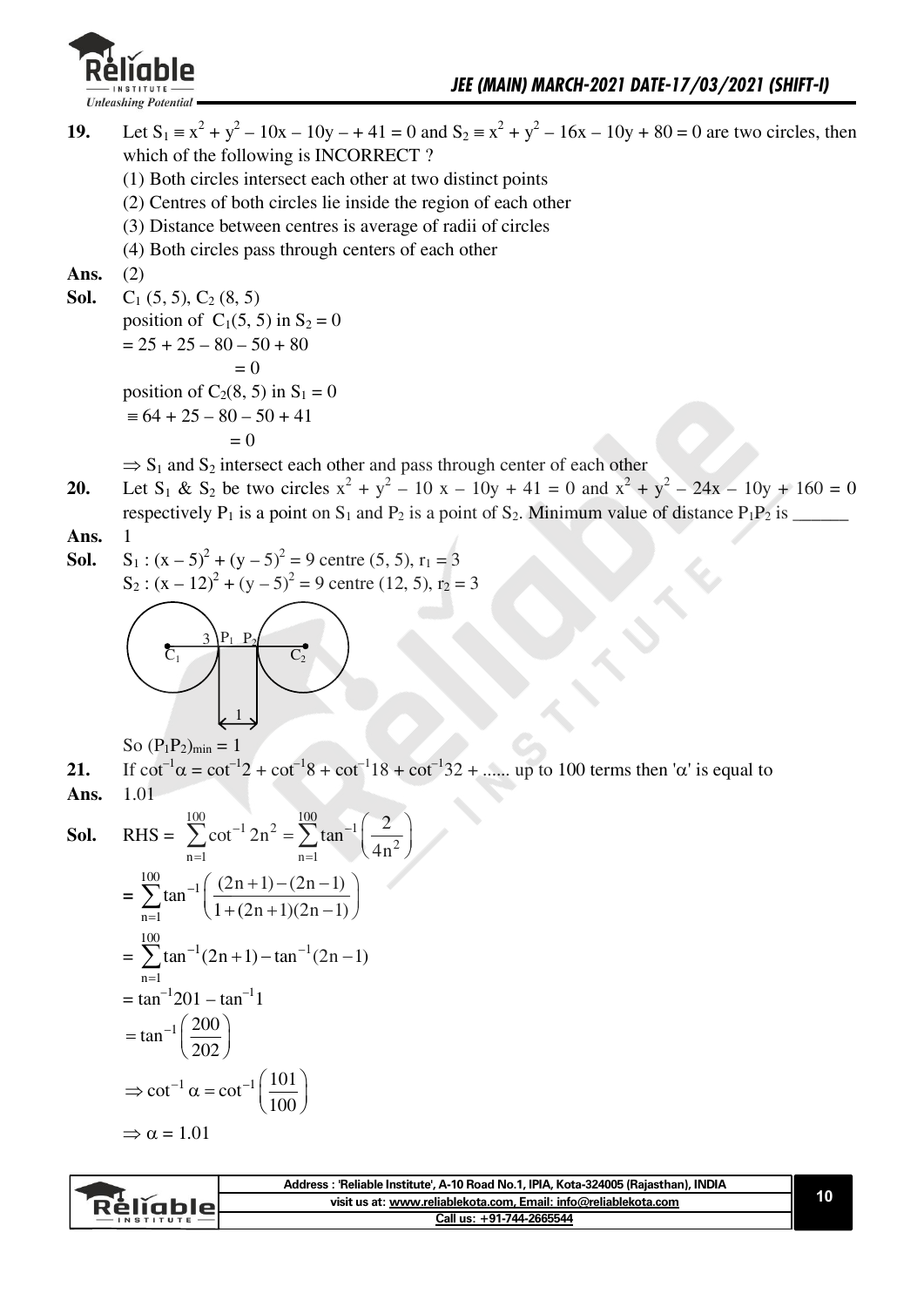**19.** Let $S_1 \equiv x^2 + y^2 - 10x - 10y - + 41 = 0$ and $S_2 \equiv x^2 + y^2 - 16x - 10y + 80 = 0$ are two circles, then which of the following is INCORRECT ?

(1) Both circles intersect each other at two distinct points

(2) Centres of both circles lie inside the region of each other

(3) Distance between centres is average of radii of circles

(4) Both circles pass through centers of each other

**Ans.** (2)

**Sol.** $C_1 (5, 5)$, $C_2 (8, 5)$

position of $C_1(5, 5)$ in $S_2 = 0$

$= 25 + 25 - 80 - 50 + 80$

$= 0$

position of $C_2(8, 5)$ in $S_1 = 0$

$\equiv 64 + 25 - 80 - 50 + 41$

$= 0$

$\Rightarrow S_1$ and $S_2$ intersect each other and pass through center of each other

**20.** Let $S_1$ & $S_2$ be two circles $x^2 + y^2 - 10x - 10y + 41 = 0$ and $x^2 + y^2 - 24x - 10y + 160 = 0$ respectively $P_1$ is a point on $S_1$ and $P_2$ is a point of $S_2$. Minimum value of distance $P_1P_2$ is ______

**Ans.** 1

**Sol.** $S_1 : (x - 5)^2 + (y - 5)^2 = 9$ centre $(5, 5)$, $r_1 = 3$

$S_2 : (x - 12)^2 + (y - 5)^2 = 9$ centre $(12, 5)$, $r_2 = 3$

So $(P_1P_2)_{min} = 1$

**21.** If $\cot^{-1}\alpha = \cot^{-1}2 + \cot^{-1}8 + \cot^{-1}18 + \cot^{-1}32 + \ldots\ldots$ up to 100 terms then '$\alpha$' is equal to

**Ans.** 1.01

**Sol.** RHS $= \sum\limits_{n=1}^{100} \cot^{-1} 2n^2 = \sum\limits_{n=1}^{100} \tan^{-1}\left(\frac{2}{4n^2}\right)$

$= \sum\limits_{n=1}^{100} \tan^{-1}\left(\frac{(2n+1)-(2n-1)}{1+(2n+1)(2n-1)}\right)$

$= \sum\limits_{n=1}^{100} \tan^{-1}(2n+1) - \tan^{-1}(2n-1)$

$= \tan^{-1}201 - \tan^{-1}1$

$= \tan^{-1}\left(\frac{200}{202}\right)$

$\Rightarrow \cot^{-1}\alpha = \cot^{-1}\left(\frac{101}{100}\right)$

$\Rightarrow \alpha = 1.01$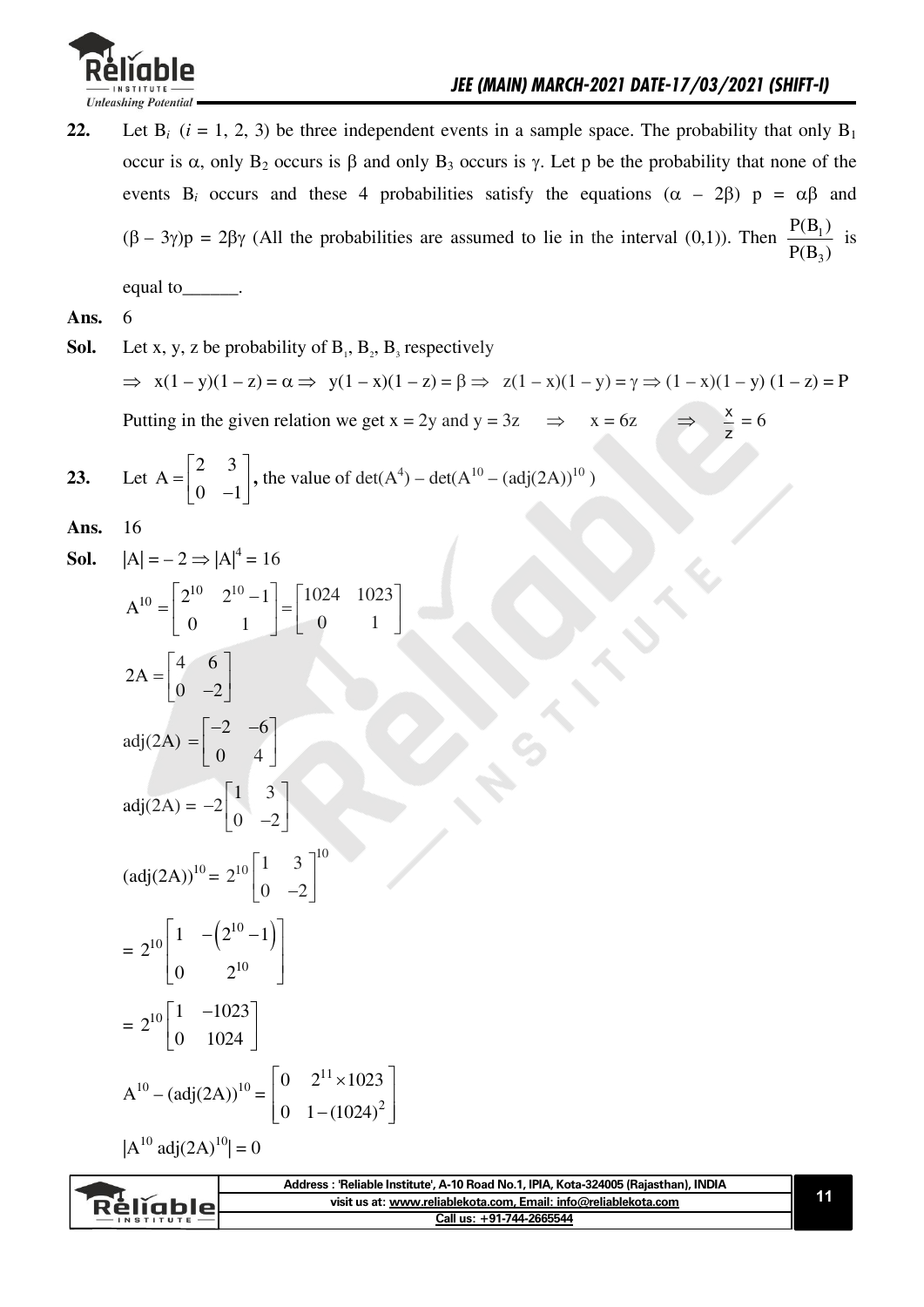**22.** Let $B_i$ ($i$ = 1, 2, 3) be three independent events in a sample space. The probability that only $B_1$ occur is $\alpha$, only $B_2$ occurs is $\beta$ and only $B_3$ occurs is $\gamma$. Let p be the probability that none of the events $B_i$ occurs and these 4 probabilities satisfy the equations $(\alpha - 2\beta)$ p = $\alpha\beta$ and $(\beta - 3\gamma)p = 2\beta\gamma$ (All the probabilities are assumed to lie in the interval (0,1)). Then $\frac{P(B_1)}{P(B_3)}$ is equal to______.

**Ans.** 6

**Sol.** Let x, y, z be probability of $B_1$, $B_2$, $B_3$ respectively

$\Rightarrow$ $x(1 - y)(1 - z) = \alpha \Rightarrow$ $y(1 - x)(1 - z) = \beta \Rightarrow$ $z(1 - x)(1 - y) = \gamma \Rightarrow (1 - x)(1 - y)(1 - z) = P$

Putting in the given relation we get x = 2y and y = 3z $\Rightarrow$ x = 6z $\Rightarrow$ $\frac{x}{z} = 6$

**23.** Let $A = \begin{bmatrix} 2 & 3 \\ 0 & -1 \end{bmatrix}$, the value of $\det(A^4) - \det(A^{10} - (\text{adj}(2A))^{10})$

**Ans.** 16

**Sol.** $|A| = -2 \Rightarrow |A|^4 = 16$

$$A^{10} = \begin{bmatrix} 2^{10} & 2^{10}-1 \\ 0 & 1 \end{bmatrix} = \begin{bmatrix} 1024 & 1023 \\ 0 & 1 \end{bmatrix}$$

$$2A = \begin{bmatrix} 4 & 6 \\ 0 & -2 \end{bmatrix}$$

$$\text{adj}(2A) = \begin{bmatrix} -2 & -6 \\ 0 & 4 \end{bmatrix}$$

$$\text{adj}(2A) = -2\begin{bmatrix} 1 & 3 \\ 0 & -2 \end{bmatrix}$$

$$(\text{adj}(2A))^{10} = 2^{10}\begin{bmatrix} 1 & 3 \\ 0 & -2 \end{bmatrix}^{10}$$

$$= 2^{10}\begin{bmatrix} 1 & -\left(2^{10}-1\right) \\ 0 & 2^{10} \end{bmatrix}$$

$$= 2^{10}\begin{bmatrix} 1 & -1023 \\ 0 & 1024 \end{bmatrix}$$

$$A^{10} - (\text{adj}(2A))^{10} = \begin{bmatrix} 0 & 2^{11} \times 1023 \\ 0 & 1-(1024)^2 \end{bmatrix}$$

$|A^{10}\ \text{adj}(2A)^{10}| = 0$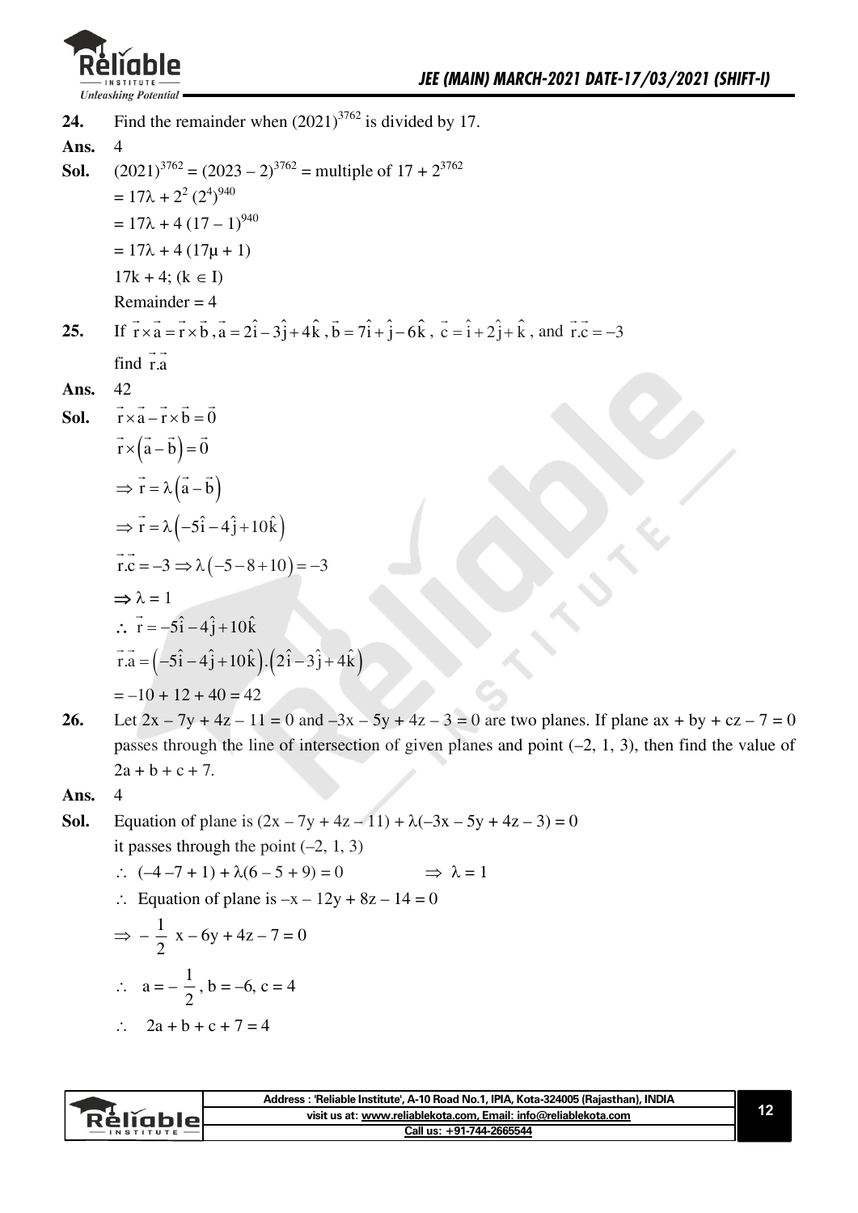**24.** Find the remainder when $(2021)^{3762}$ is divided by 17.

**Ans.** 4

**Sol.** $(2021)^{3762} = (2023 - 2)^{3762}$ = multiple of $17 + 2^{3762}$

$= 17\lambda + 2^2\,(2^4)^{940}$

$= 17\lambda + 4\,(17 - 1)^{940}$

$= 17\lambda + 4\,(17\mu + 1)$

$17k + 4;\ (k \in I)$

Remainder = 4

**25.** If $\vec{r} \times \vec{a} = \vec{r} \times \vec{b}$, $\vec{a} = 2\hat{i} - 3\hat{j} + 4\hat{k}$, $\vec{b} = 7\hat{i} + \hat{j} - 6\hat{k}$, $\vec{c} = \hat{i} + 2\hat{j} + \hat{k}$, and $\vec{r}.\vec{c} = -3$ find $\vec{r}.\vec{a}$

**Ans.** 42

**Sol.** $\vec{r} \times \vec{a} - \vec{r} \times \vec{b} = \vec{0}$

$\vec{r} \times \left(\vec{a} - \vec{b}\right) = \vec{0}$

$\Rightarrow \vec{r} = \lambda\left(\vec{a} - \vec{b}\right)$

$\Rightarrow \vec{r} = \lambda\left(-5\hat{i} - 4\hat{j} + 10\hat{k}\right)$

$\vec{r}.\vec{c} = -3 \Rightarrow \lambda\left(-5 - 8 + 10\right) = -3$

$\Rightarrow \lambda = 1$

$\therefore\ \vec{r} = -5\hat{i} - 4\hat{j} + 10\hat{k}$

$\vec{r}.\vec{a} = \left(-5\hat{i} - 4\hat{j} + 10\hat{k}\right).\left(2\hat{i} - 3\hat{j} + 4\hat{k}\right)$

$= -10 + 12 + 40 = 42$

**26.** Let $2x - 7y + 4z - 11 = 0$ and $-3x - 5y + 4z - 3 = 0$ are two planes. If plane $ax + by + cz - 7 = 0$ passes through the line of intersection of given planes and point $(-2, 1, 3)$, then find the value of $2a + b + c + 7$.

**Ans.** 4

**Sol.** Equation of plane is $(2x - 7y + 4z - 11) + \lambda(-3x - 5y + 4z - 3) = 0$

it passes through the point $(-2, 1, 3)$

$\therefore\ (-4 - 7 + 1) + \lambda(6 - 5 + 9) = 0 \qquad \Rightarrow\ \lambda = 1$

$\therefore$ Equation of plane is $-x - 12y + 8z - 14 = 0$

$\Rightarrow -\dfrac{1}{2}x - 6y + 4z - 7 = 0$

$\therefore\ a = -\dfrac{1}{2},\ b = -6,\ c = 4$

$\therefore\ 2a + b + c + 7 = 4$